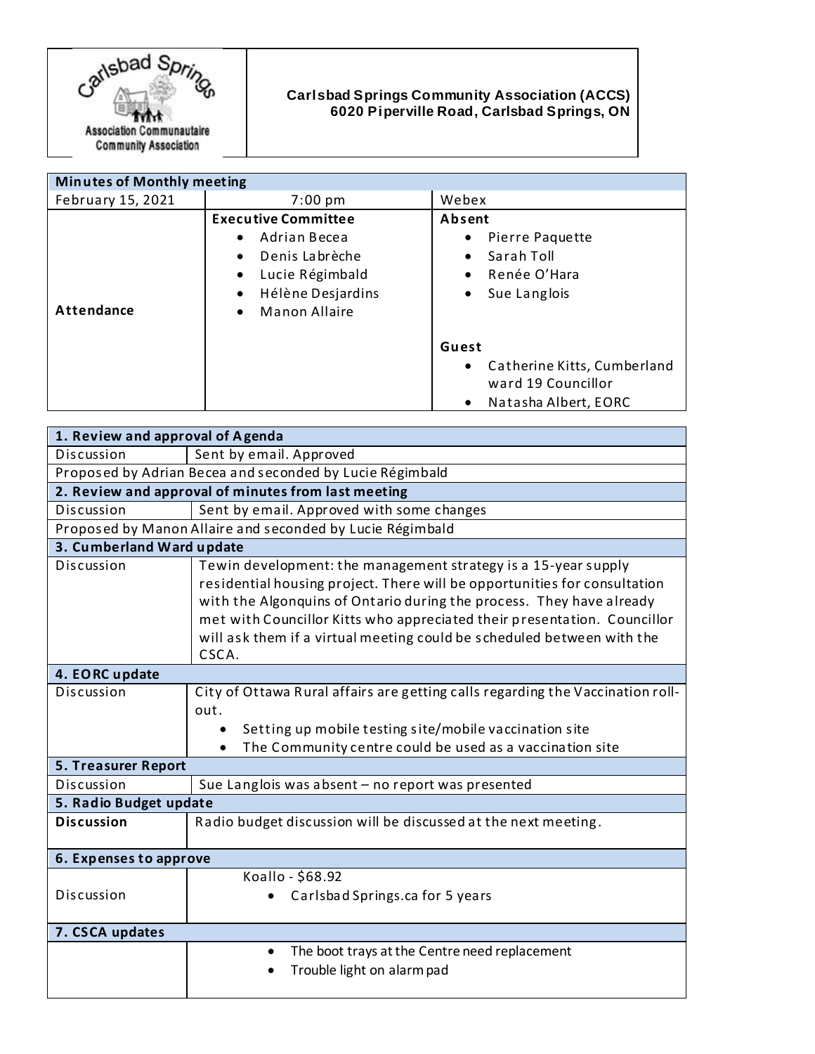Carlsbad Springs Association Communautaire Community Association

**Carlsbad Springs Community Association (ACCS)**
**6020 Piperville Road, Carlsbad Springs, ON**

| Minutes of Monthly meeting | | |
|---|---|---|
| February 15, 2021 | 7:00 pm | Webex |
| **Attendance** | **Executive Committee**<br>• Adrian Becea<br>• Denis Labrèche<br>• Lucie Régimbald<br>• Hélène Desjardins<br>• Manon Allaire | **Absent**<br>• Pierre Paquette<br>• Sarah Toll<br>• Renée O'Hara<br>• Sue Langlois<br><br>**Guest**<br>• Catherine Kitts, Cumberland ward 19 Councillor<br>• Natasha Albert, EORC |

| **1. Review and approval of Agenda** | |
|---|---|
| Discussion | Sent by email. Approved |
| Proposed by Adrian Becea and seconded by Lucie Régimbald | |
| **2. Review and approval of minutes from last meeting** | |
| Discussion | Sent by email. Approved with some changes |
| Proposed by Manon Allaire and seconded by Lucie Régimbald | |
| **3. Cumberland Ward update** | |
| Discussion | Tewin development: the management strategy is a 15-year supply residential housing project. There will be opportunities for consultation with the Algonquins of Ontario during the process. They have already met with Councillor Kitts who appreciated their presentation. Councillor will ask them if a virtual meeting could be scheduled between with the CSCA. |
| **4. EORC update** | |
| Discussion | City of Ottawa Rural affairs are getting calls regarding the Vaccination roll-out.<br>• Setting up mobile testing site/mobile vaccination site<br>• The Community centre could be used as a vaccination site |
| **5. Treasurer Report** | |
| Discussion | Sue Langlois was absent – no report was presented |
| **5. Radio Budget update** | |
| **Discussion** | Radio budget discussion will be discussed at the next meeting. |
| **6. Expenses to approve** | |
| Discussion | Koallo - $68.92<br>• Carlsbad Springs.ca for 5 years |
| **7. CSCA updates** | |
| | • The boot trays at the Centre need replacement<br>• Trouble light on alarm pad |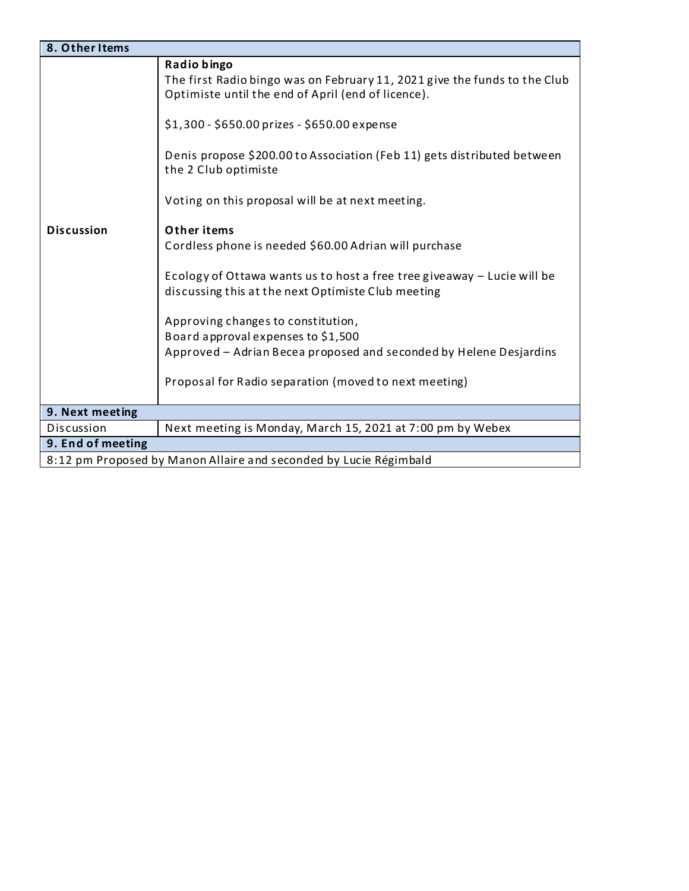| 8. Other Items | |
|---|---|
| Discussion | **Radio bingo**<br>The first Radio bingo was on February 11, 2021 give the funds to the Club Optimiste until the end of April (end of licence).<br><br>$1,300 - $650.00 prizes - $650.00 expense<br><br>Denis propose $200.00 to Association (Feb 11) gets distributed between the 2 Club optimiste<br><br>Voting on this proposal will be at next meeting.<br><br>**Other items**<br>Cordless phone is needed $60.00 Adrian will purchase<br><br>Ecology of Ottawa wants us to host a free tree giveaway – Lucie will be discussing this at the next Optimiste Club meeting<br><br>Approving changes to constitution,<br>Board approval expenses to $1,500<br>Approved – Adrian Becea proposed and seconded by Helene Desjardins<br><br>Proposal for Radio separation (moved to next meeting) |
| **9. Next meeting** | |
| Discussion | Next meeting is Monday, March 15, 2021 at 7:00 pm by Webex |
| **9. End of meeting** | |
| 8:12 pm Proposed by Manon Allaire and seconded by Lucie Régimbald | |